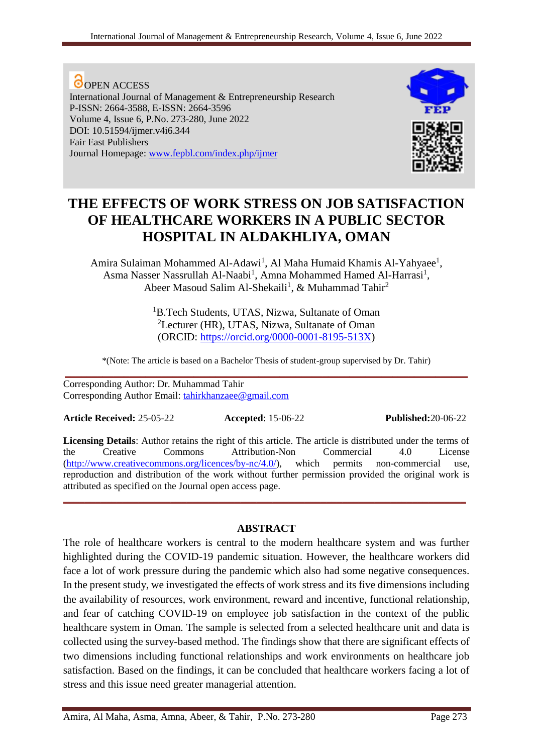OPEN ACCESS
International Journal of Management & Entrepreneurship Research
P-ISSN: 2664-3588, E-ISSN: 2664-3596
Volume 4, Issue 6, P.No. 273-280, June 2022
DOI: 10.51594/ijmer.v4i6.344
Fair East Publishers
Journal Homepage: www.fepbl.com/index.php/ijmer

# THE EFFECTS OF WORK STRESS ON JOB SATISFACTION OF HEALTHCARE WORKERS IN A PUBLIC SECTOR HOSPITAL IN ALDAKHLIYA, OMAN

Amira Sulaiman Mohammed Al-Adawi[1], Al Maha Humaid Khamis Al-Yahyaee[1], Asma Nasser Nassrullah Al-Naabi[1], Amna Mohammed Hamed Al-Harrasi[1], Abeer Masoud Salim Al-Shekaili[1], & Muhammad Tahir[2]

[1]B.Tech Students, UTAS, Nizwa, Sultanate of Oman
[2]Lecturer (HR), UTAS, Nizwa, Sultanate of Oman
(ORCID: https://orcid.org/0000-0001-8195-513X)

*(Note: The article is based on a Bachelor Thesis of student-group supervised by Dr. Tahir)

Corresponding Author: Dr. Muhammad Tahir
Corresponding Author Email: tahirkhanzaee@gmail.com

**Article Received:** 25-05-22 **Accepted**: 15-06-22 **Published:**20-06-22

**Licensing Details**: Author retains the right of this article. The article is distributed under the terms of the Creative Commons Attribution-Non Commercial 4.0 License (http://www.creativecommons.org/licences/by-nc/4.0/), which permits non-commercial use, reproduction and distribution of the work without further permission provided the original work is attributed as specified on the Journal open access page.

## ABSTRACT

The role of healthcare workers is central to the modern healthcare system and was further highlighted during the COVID-19 pandemic situation. However, the healthcare workers did face a lot of work pressure during the pandemic which also had some negative consequences. In the present study, we investigated the effects of work stress and its five dimensions including the availability of resources, work environment, reward and incentive, functional relationship, and fear of catching COVID-19 on employee job satisfaction in the context of the public healthcare system in Oman. The sample is selected from a selected healthcare unit and data is collected using the survey-based method. The findings show that there are significant effects of two dimensions including functional relationships and work environments on healthcare job satisfaction. Based on the findings, it can be concluded that healthcare workers facing a lot of stress and this issue need greater managerial attention.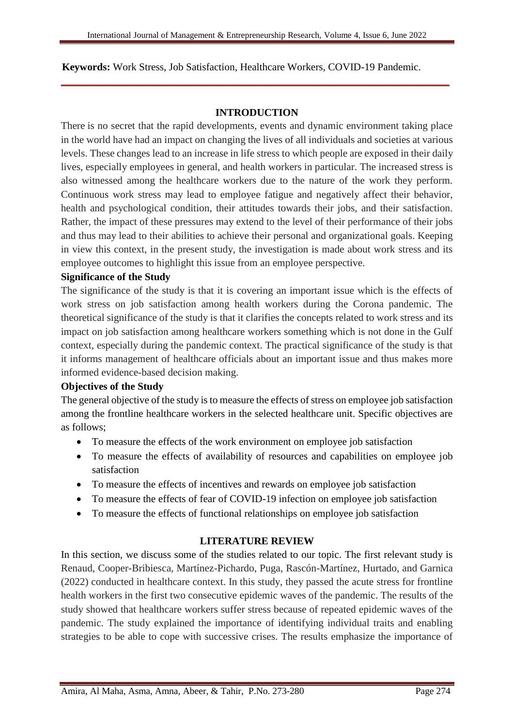**Keywords:** Work Stress, Job Satisfaction, Healthcare Workers, COVID-19 Pandemic.

## INTRODUCTION

There is no secret that the rapid developments, events and dynamic environment taking place in the world have had an impact on changing the lives of all individuals and societies at various levels. These changes lead to an increase in life stress to which people are exposed in their daily lives, especially employees in general, and health workers in particular. The increased stress is also witnessed among the healthcare workers due to the nature of the work they perform. Continuous work stress may lead to employee fatigue and negatively affect their behavior, health and psychological condition, their attitudes towards their jobs, and their satisfaction. Rather, the impact of these pressures may extend to the level of their performance of their jobs and thus may lead to their abilities to achieve their personal and organizational goals. Keeping in view this context, in the present study, the investigation is made about work stress and its employee outcomes to highlight this issue from an employee perspective.

### Significance of the Study

The significance of the study is that it is covering an important issue which is the effects of work stress on job satisfaction among health workers during the Corona pandemic. The theoretical significance of the study is that it clarifies the concepts related to work stress and its impact on job satisfaction among healthcare workers something which is not done in the Gulf context, especially during the pandemic context. The practical significance of the study is that it informs management of healthcare officials about an important issue and thus makes more informed evidence-based decision making.

### Objectives of the Study

The general objective of the study is to measure the effects of stress on employee job satisfaction among the frontline healthcare workers in the selected healthcare unit. Specific objectives are as follows;

- To measure the effects of the work environment on employee job satisfaction
- To measure the effects of availability of resources and capabilities on employee job satisfaction
- To measure the effects of incentives and rewards on employee job satisfaction
- To measure the effects of fear of COVID-19 infection on employee job satisfaction
- To measure the effects of functional relationships on employee job satisfaction

## LITERATURE REVIEW

In this section, we discuss some of the studies related to our topic. The first relevant study is Renaud, Cooper-Bribiesca, Martínez-Pichardo, Puga, Rascón-Martínez, Hurtado, and Garnica (2022) conducted in healthcare context. In this study, they passed the acute stress for frontline health workers in the first two consecutive epidemic waves of the pandemic. The results of the study showed that healthcare workers suffer stress because of repeated epidemic waves of the pandemic. The study explained the importance of identifying individual traits and enabling strategies to be able to cope with successive crises. The results emphasize the importance of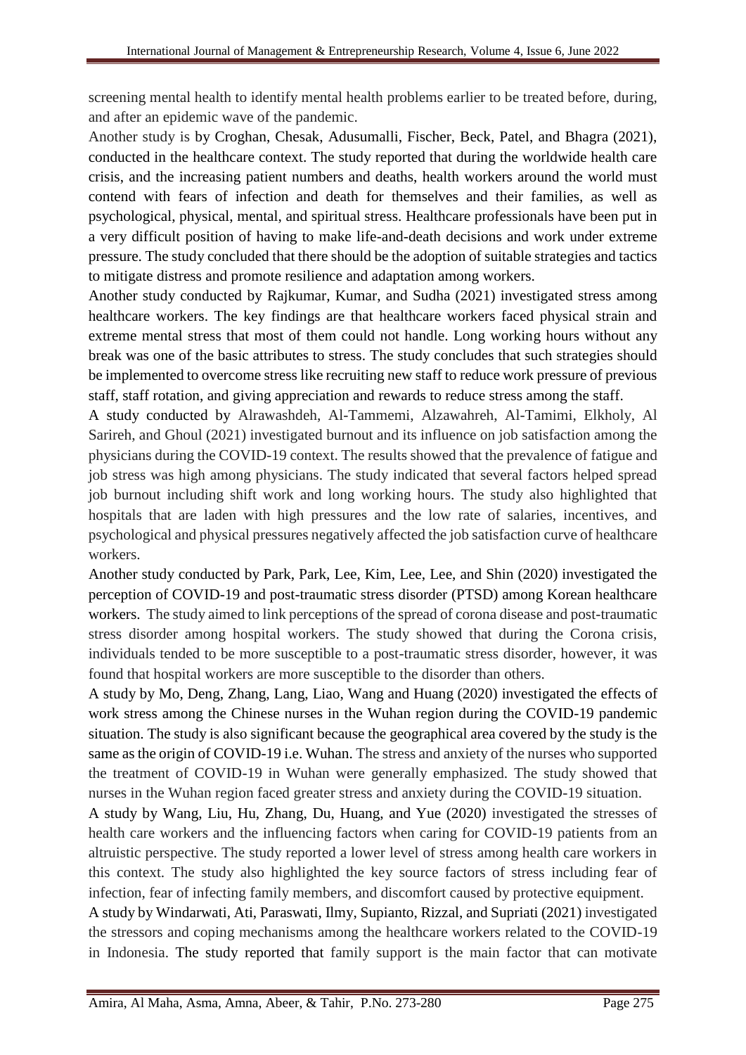screening mental health to identify mental health problems earlier to be treated before, during, and after an epidemic wave of the pandemic.

Another study is by Croghan, Chesak, Adusumalli, Fischer, Beck, Patel, and Bhagra (2021), conducted in the healthcare context. The study reported that during the worldwide health care crisis, and the increasing patient numbers and deaths, health workers around the world must contend with fears of infection and death for themselves and their families, as well as psychological, physical, mental, and spiritual stress. Healthcare professionals have been put in a very difficult position of having to make life-and-death decisions and work under extreme pressure. The study concluded that there should be the adoption of suitable strategies and tactics to mitigate distress and promote resilience and adaptation among workers.

Another study conducted by Rajkumar, Kumar, and Sudha (2021) investigated stress among healthcare workers. The key findings are that healthcare workers faced physical strain and extreme mental stress that most of them could not handle. Long working hours without any break was one of the basic attributes to stress. The study concludes that such strategies should be implemented to overcome stress like recruiting new staff to reduce work pressure of previous staff, staff rotation, and giving appreciation and rewards to reduce stress among the staff.

A study conducted by Alrawashdeh, Al-Tammemi, Alzawahreh, Al-Tamimi, Elkholy, Al Sarireh, and Ghoul (2021) investigated burnout and its influence on job satisfaction among the physicians during the COVID-19 context. The results showed that the prevalence of fatigue and job stress was high among physicians. The study indicated that several factors helped spread job burnout including shift work and long working hours. The study also highlighted that hospitals that are laden with high pressures and the low rate of salaries, incentives, and psychological and physical pressures negatively affected the job satisfaction curve of healthcare workers.

Another study conducted by Park, Park, Lee, Kim, Lee, Lee, and Shin (2020) investigated the perception of COVID-19 and post-traumatic stress disorder (PTSD) among Korean healthcare workers. The study aimed to link perceptions of the spread of corona disease and post-traumatic stress disorder among hospital workers. The study showed that during the Corona crisis, individuals tended to be more susceptible to a post-traumatic stress disorder, however, it was found that hospital workers are more susceptible to the disorder than others.

A study by Mo, Deng, Zhang, Lang, Liao, Wang and Huang (2020) investigated the effects of work stress among the Chinese nurses in the Wuhan region during the COVID-19 pandemic situation. The study is also significant because the geographical area covered by the study is the same as the origin of COVID-19 i.e. Wuhan. The stress and anxiety of the nurses who supported the treatment of COVID-19 in Wuhan were generally emphasized. The study showed that nurses in the Wuhan region faced greater stress and anxiety during the COVID-19 situation.

A study by Wang, Liu, Hu, Zhang, Du, Huang, and Yue (2020) investigated the stresses of health care workers and the influencing factors when caring for COVID-19 patients from an altruistic perspective. The study reported a lower level of stress among health care workers in this context. The study also highlighted the key source factors of stress including fear of infection, fear of infecting family members, and discomfort caused by protective equipment.

A study by Windarwati, Ati, Paraswati, Ilmy, Supianto, Rizzal, and Supriati (2021) investigated the stressors and coping mechanisms among the healthcare workers related to the COVID-19 in Indonesia. The study reported that family support is the main factor that can motivate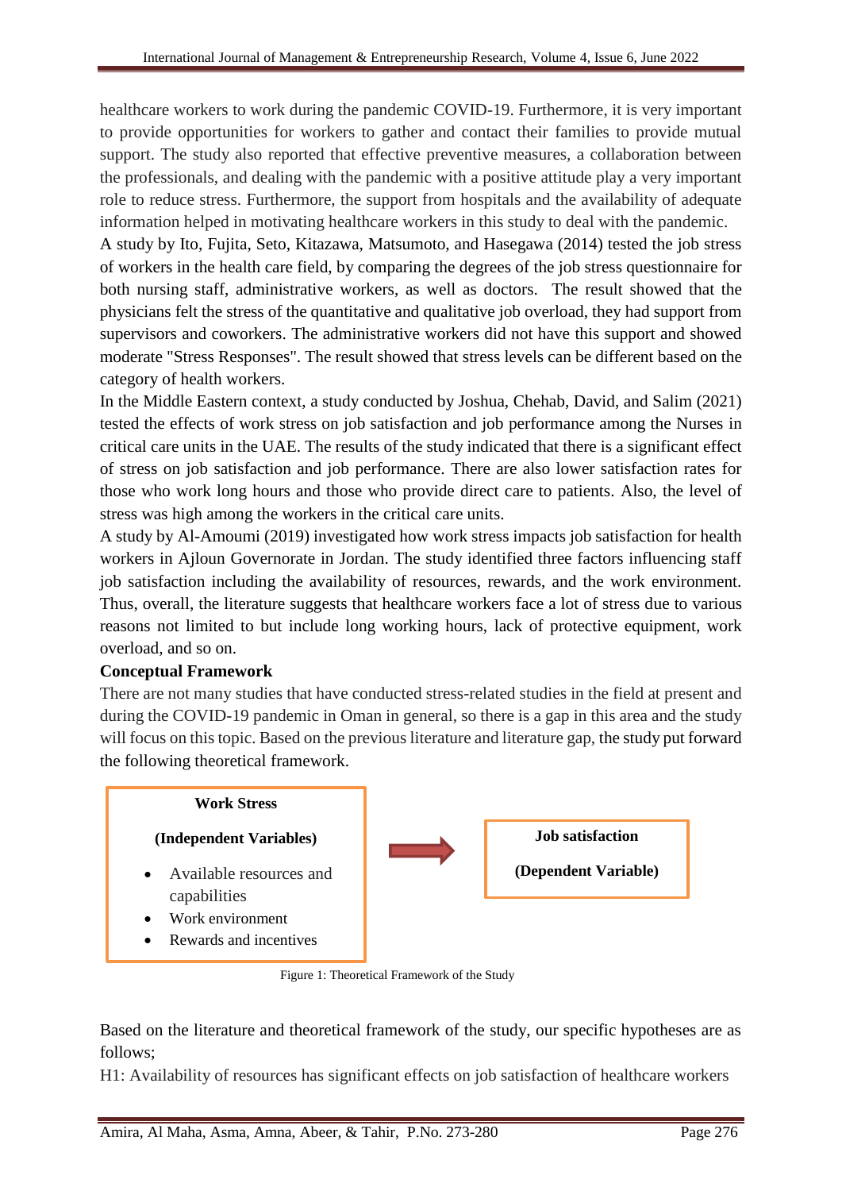healthcare workers to work during the pandemic COVID-19. Furthermore, it is very important to provide opportunities for workers to gather and contact their families to provide mutual support. The study also reported that effective preventive measures, a collaboration between the professionals, and dealing with the pandemic with a positive attitude play a very important role to reduce stress. Furthermore, the support from hospitals and the availability of adequate information helped in motivating healthcare workers in this study to deal with the pandemic.

A study by Ito, Fujita, Seto, Kitazawa, Matsumoto, and Hasegawa (2014) tested the job stress of workers in the health care field, by comparing the degrees of the job stress questionnaire for both nursing staff, administrative workers, as well as doctors. The result showed that the physicians felt the stress of the quantitative and qualitative job overload, they had support from supervisors and coworkers. The administrative workers did not have this support and showed moderate "Stress Responses". The result showed that stress levels can be different based on the category of health workers.

In the Middle Eastern context, a study conducted by Joshua, Chehab, David, and Salim (2021) tested the effects of work stress on job satisfaction and job performance among the Nurses in critical care units in the UAE. The results of the study indicated that there is a significant effect of stress on job satisfaction and job performance. There are also lower satisfaction rates for those who work long hours and those who provide direct care to patients. Also, the level of stress was high among the workers in the critical care units.

A study by Al-Amoumi (2019) investigated how work stress impacts job satisfaction for health workers in Ajloun Governorate in Jordan. The study identified three factors influencing staff job satisfaction including the availability of resources, rewards, and the work environment. Thus, overall, the literature suggests that healthcare workers face a lot of stress due to various reasons not limited to but include long working hours, lack of protective equipment, work overload, and so on.

**Conceptual Framework**

There are not many studies that have conducted stress-related studies in the field at present and during the COVID-19 pandemic in Oman in general, so there is a gap in this area and the study will focus on this topic. Based on the previous literature and literature gap, the study put forward the following theoretical framework.

**Work Stress**

**(Independent Variables)**

- Available resources and capabilities
- Work environment
- Rewards and incentives

→

**Job satisfaction**

**(Dependent Variable)**

Figure 1: Theoretical Framework of the Study

Based on the literature and theoretical framework of the study, our specific hypotheses are as follows;

H1: Availability of resources has significant effects on job satisfaction of healthcare workers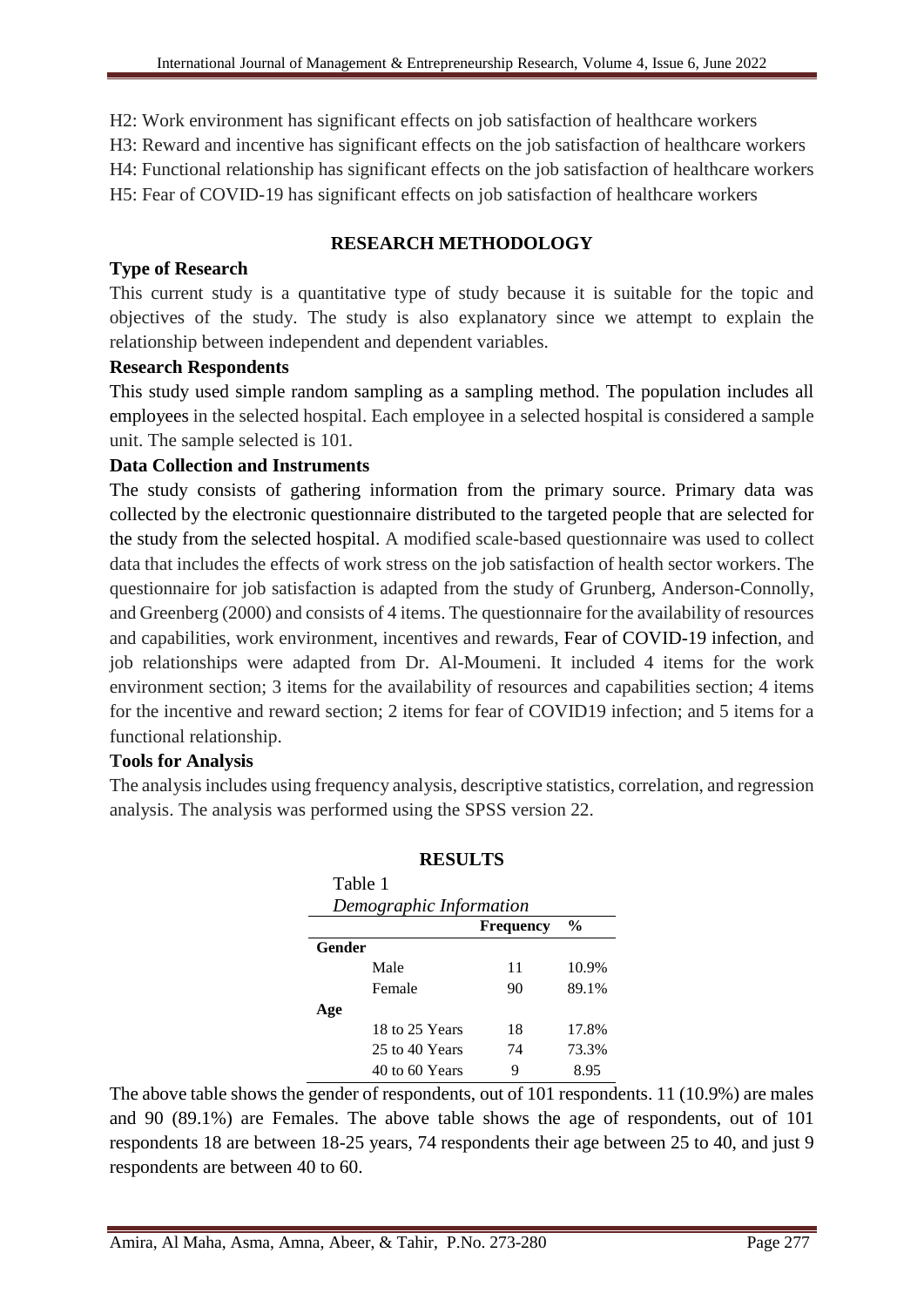H2: Work environment has significant effects on job satisfaction of healthcare workers
H3: Reward and incentive has significant effects on the job satisfaction of healthcare workers
H4: Functional relationship has significant effects on the job satisfaction of healthcare workers
H5: Fear of COVID-19 has significant effects on job satisfaction of healthcare workers

## RESEARCH METHODOLOGY

### Type of Research

This current study is a quantitative type of study because it is suitable for the topic and objectives of the study. The study is also explanatory since we attempt to explain the relationship between independent and dependent variables.

### Research Respondents

This study used simple random sampling as a sampling method. The population includes all employees in the selected hospital. Each employee in a selected hospital is considered a sample unit. The sample selected is 101.

### Data Collection and Instruments

The study consists of gathering information from the primary source. Primary data was collected by the electronic questionnaire distributed to the targeted people that are selected for the study from the selected hospital. A modified scale-based questionnaire was used to collect data that includes the effects of work stress on the job satisfaction of health sector workers. The questionnaire for job satisfaction is adapted from the study of Grunberg, Anderson-Connolly, and Greenberg (2000) and consists of 4 items. The questionnaire for the availability of resources and capabilities, work environment, incentives and rewards, Fear of COVID-19 infection, and job relationships were adapted from Dr. Al-Moumeni. It included 4 items for the work environment section; 3 items for the availability of resources and capabilities section; 4 items for the incentive and reward section; 2 items for fear of COVID19 infection; and 5 items for a functional relationship.

### Tools for Analysis

The analysis includes using frequency analysis, descriptive statistics, correlation, and regression analysis. The analysis was performed using the SPSS version 22.

## RESULTS

Table 1
*Demographic Information*

| | | Frequency | % |
|---|---|---|---|
| **Gender** | | | |
| | Male | 11 | 10.9% |
| | Female | 90 | 89.1% |
| **Age** | | | |
| | 18 to 25 Years | 18 | 17.8% |
| | 25 to 40 Years | 74 | 73.3% |
| | 40 to 60 Years | 9 | 8.95 |

The above table shows the gender of respondents, out of 101 respondents. 11 (10.9%) are males and 90 (89.1%) are Females. The above table shows the age of respondents, out of 101 respondents 18 are between 18-25 years, 74 respondents their age between 25 to 40, and just 9 respondents are between 40 to 60.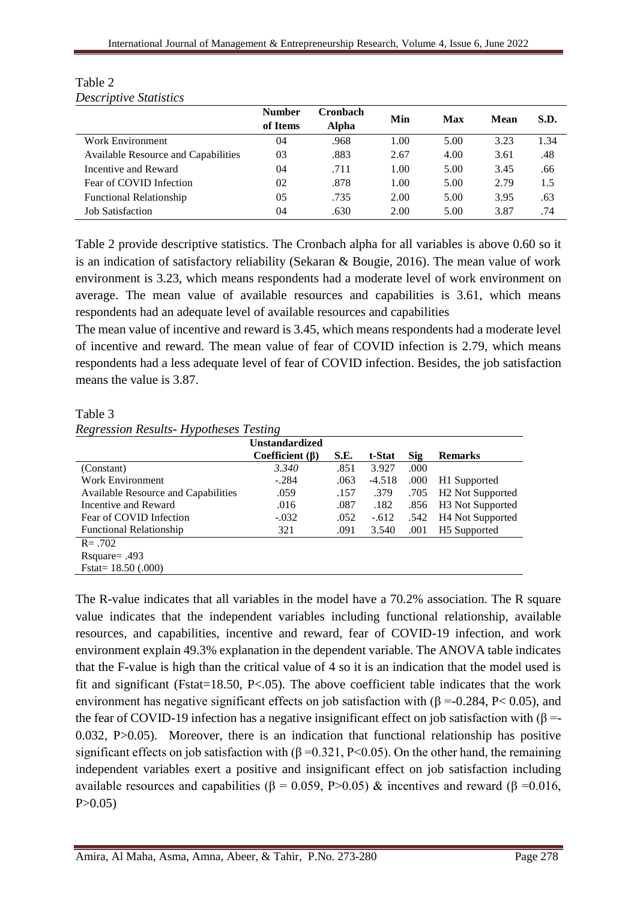Table 2
*Descriptive Statistics*

| | Number of Items | Cronbach Alpha | Min | Max | Mean | S.D. |
|---|---|---|---|---|---|---|
| Work Environment | 04 | .968 | 1.00 | 5.00 | 3.23 | 1.34 |
| Available Resource and Capabilities | 03 | .883 | 2.67 | 4.00 | 3.61 | .48 |
| Incentive and Reward | 04 | .711 | 1.00 | 5.00 | 3.45 | .66 |
| Fear of COVID Infection | 02 | .878 | 1.00 | 5.00 | 2.79 | 1.5 |
| Functional Relationship | 05 | .735 | 2.00 | 5.00 | 3.95 | .63 |
| Job Satisfaction | 04 | .630 | 2.00 | 5.00 | 3.87 | .74 |

Table 2 provide descriptive statistics. The Cronbach alpha for all variables is above 0.60 so it is an indication of satisfactory reliability (Sekaran & Bougie, 2016). The mean value of work environment is 3.23, which means respondents had a moderate level of work environment on average. The mean value of available resources and capabilities is 3.61, which means respondents had an adequate level of available resources and capabilities

The mean value of incentive and reward is 3.45, which means respondents had a moderate level of incentive and reward. The mean value of fear of COVID infection is 2.79, which means respondents had a less adequate level of fear of COVID infection. Besides, the job satisfaction means the value is 3.87.

Table 3
*Regression Results- Hypotheses Testing*

| | Unstandardized Coefficient (β) | S.E. | t-Stat | Sig | Remarks |
|---|---|---|---|---|---|
| (Constant) | *3.340* | .851 | 3.927 | .000 | |
| Work Environment | -.284 | .063 | -4.518 | .000 | H1 Supported |
| Available Resource and Capabilities | .059 | .157 | .379 | .705 | H2 Not Supported |
| Incentive and Reward | .016 | .087 | .182 | .856 | H3 Not Supported |
| Fear of COVID Infection | -.032 | .052 | -.612 | .542 | H4 Not Supported |
| Functional Relationship | 321 | .091 | 3.540 | .001 | H5 Supported |
| R= .702 | | | | | |
| Rsquare= .493 | | | | | |
| Fstat= 18.50 (.000) | | | | | |

The R-value indicates that all variables in the model have a 70.2% association. The R square value indicates that the independent variables including functional relationship, available resources, and capabilities, incentive and reward, fear of COVID-19 infection, and work environment explain 49.3% explanation in the dependent variable. The ANOVA table indicates that the F-value is high than the critical value of 4 so it is an indication that the model used is fit and significant (Fstat=18.50, P<.05). The above coefficient table indicates that the work environment has negative significant effects on job satisfaction with (β =-0.284, P< 0.05), and the fear of COVID-19 infection has a negative insignificant effect on job satisfaction with (β =-0.032, P>0.05). Moreover, there is an indication that functional relationship has positive significant effects on job satisfaction with (β =0.321, P<0.05). On the other hand, the remaining independent variables exert a positive and insignificant effect on job satisfaction including available resources and capabilities (β = 0.059, P>0.05) & incentives and reward (β =0.016, P>0.05)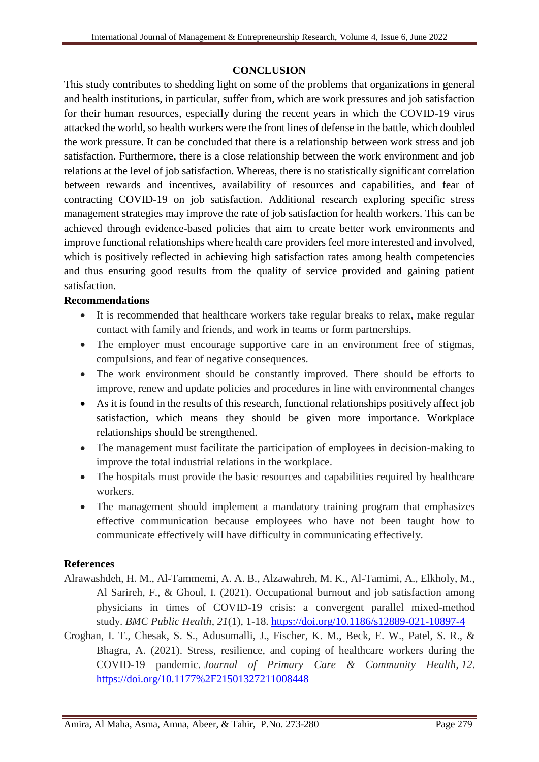## CONCLUSION

This study contributes to shedding light on some of the problems that organizations in general and health institutions, in particular, suffer from, which are work pressures and job satisfaction for their human resources, especially during the recent years in which the COVID-19 virus attacked the world, so health workers were the front lines of defense in the battle, which doubled the work pressure. It can be concluded that there is a relationship between work stress and job satisfaction. Furthermore, there is a close relationship between the work environment and job relations at the level of job satisfaction. Whereas, there is no statistically significant correlation between rewards and incentives, availability of resources and capabilities, and fear of contracting COVID-19 on job satisfaction. Additional research exploring specific stress management strategies may improve the rate of job satisfaction for health workers. This can be achieved through evidence-based policies that aim to create better work environments and improve functional relationships where health care providers feel more interested and involved, which is positively reflected in achieving high satisfaction rates among health competencies and thus ensuring good results from the quality of service provided and gaining patient satisfaction.

### Recommendations

- It is recommended that healthcare workers take regular breaks to relax, make regular contact with family and friends, and work in teams or form partnerships.
- The employer must encourage supportive care in an environment free of stigmas, compulsions, and fear of negative consequences.
- The work environment should be constantly improved. There should be efforts to improve, renew and update policies and procedures in line with environmental changes
- As it is found in the results of this research, functional relationships positively affect job satisfaction, which means they should be given more importance. Workplace relationships should be strengthened.
- The management must facilitate the participation of employees in decision-making to improve the total industrial relations in the workplace.
- The hospitals must provide the basic resources and capabilities required by healthcare workers.
- The management should implement a mandatory training program that emphasizes effective communication because employees who have not been taught how to communicate effectively will have difficulty in communicating effectively.

## References

Alrawashdeh, H. M., Al-Tammemi, A. A. B., Alzawahreh, M. K., Al-Tamimi, A., Elkholy, M., Al Sarireh, F., & Ghoul, I. (2021). Occupational burnout and job satisfaction among physicians in times of COVID-19 crisis: a convergent parallel mixed-method study. *BMC Public Health*, *21*(1), 1-18. https://doi.org/10.1186/s12889-021-10897-4

Croghan, I. T., Chesak, S. S., Adusumalli, J., Fischer, K. M., Beck, E. W., Patel, S. R., & Bhagra, A. (2021). Stress, resilience, and coping of healthcare workers during the COVID-19 pandemic. *Journal of Primary Care & Community Health*, *12*. https://doi.org/10.1177%2F21501327211008448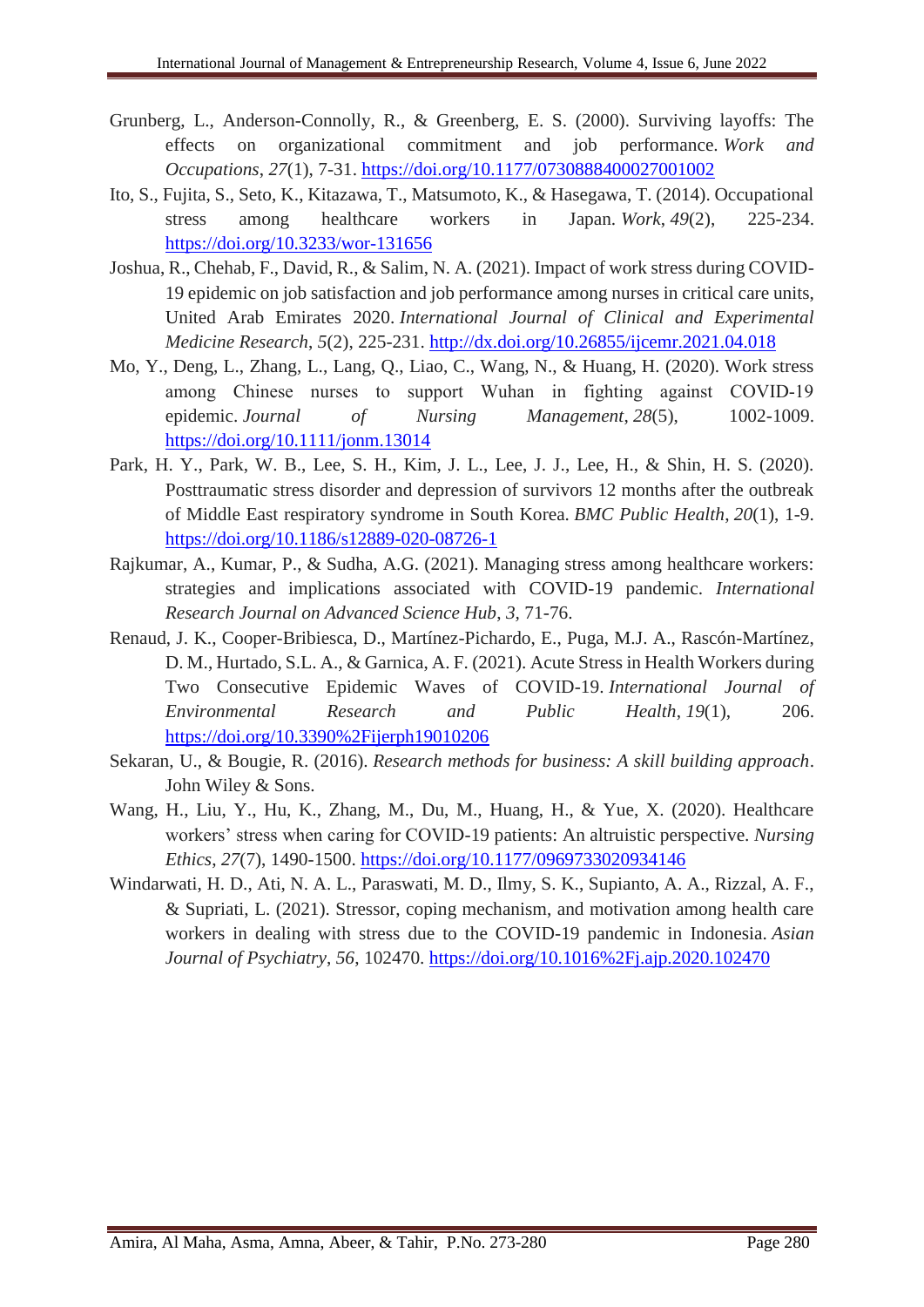Grunberg, L., Anderson-Connolly, R., & Greenberg, E. S. (2000). Surviving layoffs: The effects on organizational commitment and job performance. *Work and Occupations*, *27*(1), 7-31. https://doi.org/10.1177/0730888400027001002

Ito, S., Fujita, S., Seto, K., Kitazawa, T., Matsumoto, K., & Hasegawa, T. (2014). Occupational stress among healthcare workers in Japan. *Work*, *49*(2), 225-234. https://doi.org/10.3233/wor-131656

Joshua, R., Chehab, F., David, R., & Salim, N. A. (2021). Impact of work stress during COVID-19 epidemic on job satisfaction and job performance among nurses in critical care units, United Arab Emirates 2020. *International Journal of Clinical and Experimental Medicine Research*, *5*(2), 225-231. http://dx.doi.org/10.26855/ijcemr.2021.04.018

Mo, Y., Deng, L., Zhang, L., Lang, Q., Liao, C., Wang, N., & Huang, H. (2020). Work stress among Chinese nurses to support Wuhan in fighting against COVID-19 epidemic. *Journal of Nursing Management*, *28*(5), 1002-1009. https://doi.org/10.1111/jonm.13014

Park, H. Y., Park, W. B., Lee, S. H., Kim, J. L., Lee, J. J., Lee, H., & Shin, H. S. (2020). Posttraumatic stress disorder and depression of survivors 12 months after the outbreak of Middle East respiratory syndrome in South Korea. *BMC Public Health*, *20*(1), 1-9. https://doi.org/10.1186/s12889-020-08726-1

Rajkumar, A., Kumar, P., & Sudha, A.G. (2021). Managing stress among healthcare workers: strategies and implications associated with COVID-19 pandemic. *International Research Journal on Advanced Science Hub*, *3*, 71-76.

Renaud, J. K., Cooper-Bribiesca, D., Martínez-Pichardo, E., Puga, M.J. A., Rascón-Martínez, D. M., Hurtado, S.L. A., & Garnica, A. F. (2021). Acute Stress in Health Workers during Two Consecutive Epidemic Waves of COVID-19. *International Journal of Environmental Research and Public Health*, *19*(1), 206. https://doi.org/10.3390%2Fijerph19010206

Sekaran, U., & Bougie, R. (2016). *Research methods for business: A skill building approach*. John Wiley & Sons.

Wang, H., Liu, Y., Hu, K., Zhang, M., Du, M., Huang, H., & Yue, X. (2020). Healthcare workers' stress when caring for COVID-19 patients: An altruistic perspective. *Nursing Ethics*, *27*(7), 1490-1500. https://doi.org/10.1177/0969733020934146

Windarwati, H. D., Ati, N. A. L., Paraswati, M. D., Ilmy, S. K., Supianto, A. A., Rizzal, A. F., & Supriati, L. (2021). Stressor, coping mechanism, and motivation among health care workers in dealing with stress due to the COVID-19 pandemic in Indonesia. *Asian Journal of Psychiatry*, *56*, 102470. https://doi.org/10.1016%2Fj.ajp.2020.102470